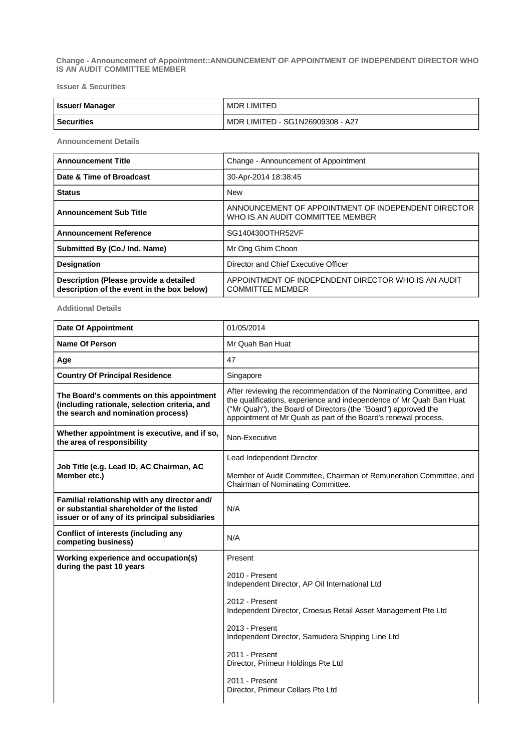**Change - Announcement of Appointment::ANNOUNCEMENT OF APPOINTMENT OF INDEPENDENT DIRECTOR WHO IS AN AUDIT COMMITTEE MEMBER**

**Issuer & Securities**

| **Issuer/ Manager** | MDR LIMITED |
|---|---|
| **Securities** | MDR LIMITED - SG1N26909308 - A27 |

**Announcement Details**

| **Announcement Title** | Change - Announcement of Appointment |
|---|---|
| **Date & Time of Broadcast** | 30-Apr-2014 18:38:45 |
| **Status** | New |
| **Announcement Sub Title** | ANNOUNCEMENT OF APPOINTMENT OF INDEPENDENT DIRECTOR WHO IS AN AUDIT COMMITTEE MEMBER |
| **Announcement Reference** | SG140430OTHR52VF |
| **Submitted By (Co./ Ind. Name)** | Mr Ong Ghim Choon |
| **Designation** | Director and Chief Executive Officer |
| **Description (Please provide a detailed description of the event in the box below)** | APPOINTMENT OF INDEPENDENT DIRECTOR WHO IS AN AUDIT COMMITTEE MEMBER |

**Additional Details**

| **Date Of Appointment** | 01/05/2014 |
|---|---|
| **Name Of Person** | Mr Quah Ban Huat |
| **Age** | 47 |
| **Country Of Principal Residence** | Singapore |
| **The Board's comments on this appointment (including rationale, selection criteria, and the search and nomination process)** | After reviewing the recommendation of the Nominating Committee, and the qualifications, experience and independence of Mr Quah Ban Huat ("Mr Quah"), the Board of Directors (the "Board") approved the appointment of Mr Quah as part of the Board's renewal process. |
| **Whether appointment is executive, and if so, the area of responsibility** | Non-Executive |
| **Job Title (e.g. Lead ID, AC Chairman, AC Member etc.)** | Lead Independent Director<br><br>Member of Audit Committee, Chairman of Remuneration Committee, and Chairman of Nominating Committee. |
| **Familial relationship with any director and/ or substantial shareholder of the listed issuer or of any of its principal subsidiaries** | N/A |
| **Conflict of interests (including any competing business)** | N/A |
| **Working experience and occupation(s) during the past 10 years** | Present<br><br>2010 - Present<br>Independent Director, AP Oil International Ltd<br><br>2012 - Present<br>Independent Director, Croesus Retail Asset Management Pte Ltd<br><br>2013 - Present<br>Independent Director, Samudera Shipping Line Ltd<br><br>2011 - Present<br>Director, Primeur Holdings Pte Ltd<br><br>2011 - Present<br>Director, Primeur Cellars Pte Ltd |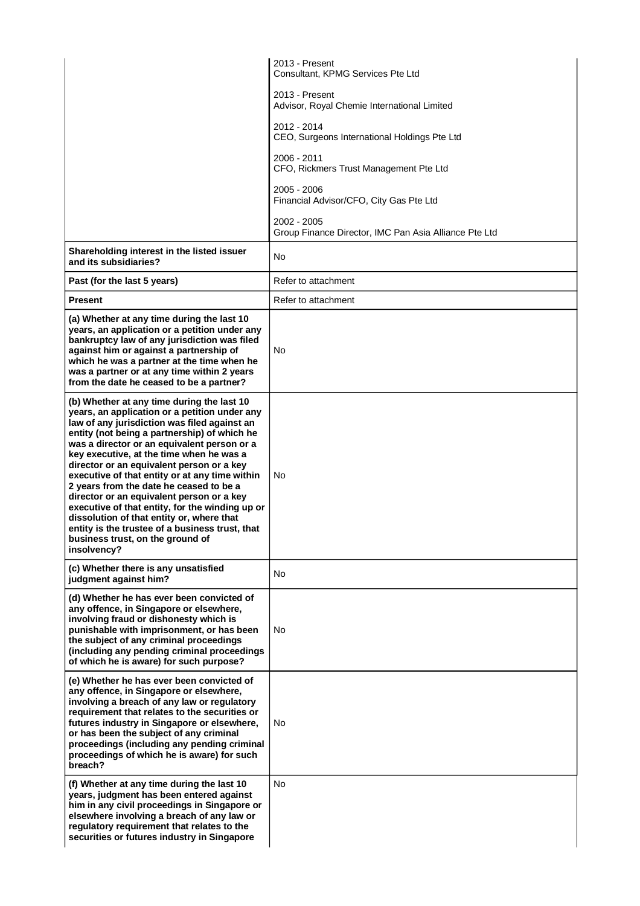| | |
|---|---|
| | 2013 - Present<br>Consultant, KPMG Services Pte Ltd<br><br>2013 - Present<br>Advisor, Royal Chemie International Limited<br><br>2012 - 2014<br>CEO, Surgeons International Holdings Pte Ltd<br><br>2006 - 2011<br>CFO, Rickmers Trust Management Pte Ltd<br><br>2005 - 2006<br>Financial Advisor/CFO, City Gas Pte Ltd<br><br>2002 - 2005<br>Group Finance Director, IMC Pan Asia Alliance Pte Ltd |
| **Shareholding interest in the listed issuer and its subsidiaries?** | No |
| **Past (for the last 5 years)** | Refer to attachment |
| **Present** | Refer to attachment |
| **(a) Whether at any time during the last 10 years, an application or a petition under any bankruptcy law of any jurisdiction was filed against him or against a partnership of which he was a partner at the time when he was a partner or at any time within 2 years from the date he ceased to be a partner?** | No |
| **(b) Whether at any time during the last 10 years, an application or a petition under any law of any jurisdiction was filed against an entity (not being a partnership) of which he was a director or an equivalent person or a key executive, at the time when he was a director or an equivalent person or a key executive of that entity or at any time within 2 years from the date he ceased to be a director or an equivalent person or a key executive of that entity, for the winding up or dissolution of that entity or, where that entity is the trustee of a business trust, that business trust, on the ground of insolvency?** | No |
| **(c) Whether there is any unsatisfied judgment against him?** | No |
| **(d) Whether he has ever been convicted of any offence, in Singapore or elsewhere, involving fraud or dishonesty which is punishable with imprisonment, or has been the subject of any criminal proceedings (including any pending criminal proceedings of which he is aware) for such purpose?** | No |
| **(e) Whether he has ever been convicted of any offence, in Singapore or elsewhere, involving a breach of any law or regulatory requirement that relates to the securities or futures industry in Singapore or elsewhere, or has been the subject of any criminal proceedings (including any pending criminal proceedings of which he is aware) for such breach?** | No |
| **(f) Whether at any time during the last 10 years, judgment has been entered against him in any civil proceedings in Singapore or elsewhere involving a breach of any law or regulatory requirement that relates to the securities or futures industry in Singapore** | No |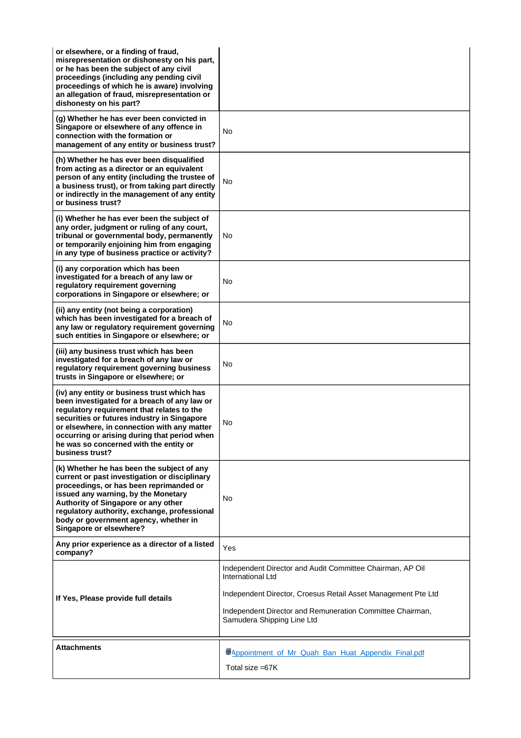| | |
|---|---|
| **or elsewhere, or a finding of fraud, misrepresentation or dishonesty on his part, or he has been the subject of any civil proceedings (including any pending civil proceedings of which he is aware) involving an allegation of fraud, misrepresentation or dishonesty on his part?** | |
| **(g) Whether he has ever been convicted in Singapore or elsewhere of any offence in connection with the formation or management of any entity or business trust?** | No |
| **(h) Whether he has ever been disqualified from acting as a director or an equivalent person of any entity (including the trustee of a business trust), or from taking part directly or indirectly in the management of any entity or business trust?** | No |
| **(i) Whether he has ever been the subject of any order, judgment or ruling of any court, tribunal or governmental body, permanently or temporarily enjoining him from engaging in any type of business practice or activity?** | No |
| **(i) any corporation which has been investigated for a breach of any law or regulatory requirement governing corporations in Singapore or elsewhere; or** | No |
| **(ii) any entity (not being a corporation) which has been investigated for a breach of any law or regulatory requirement governing such entities in Singapore or elsewhere; or** | No |
| **(iii) any business trust which has been investigated for a breach of any law or regulatory requirement governing business trusts in Singapore or elsewhere; or** | No |
| **(iv) any entity or business trust which has been investigated for a breach of any law or regulatory requirement that relates to the securities or futures industry in Singapore or elsewhere, in connection with any matter occurring or arising during that period when he was so concerned with the entity or business trust?** | No |
| **(k) Whether he has been the subject of any current or past investigation or disciplinary proceedings, or has been reprimanded or issued any warning, by the Monetary Authority of Singapore or any other regulatory authority, exchange, professional body or government agency, whether in Singapore or elsewhere?** | No |
| **Any prior experience as a director of a listed company?** | Yes |
| **If Yes, Please provide full details** | Independent Director and Audit Committee Chairman, AP Oil International Ltd<br><br>Independent Director, Croesus Retail Asset Management Pte Ltd<br><br>Independent Director and Remuneration Committee Chairman, Samudera Shipping Line Ltd |

| | |
|---|---|
| **Attachments** | Appointment_of_Mr_Quah_Ban_Huat_Appendix_Final.pdf<br><br>Total size =67K |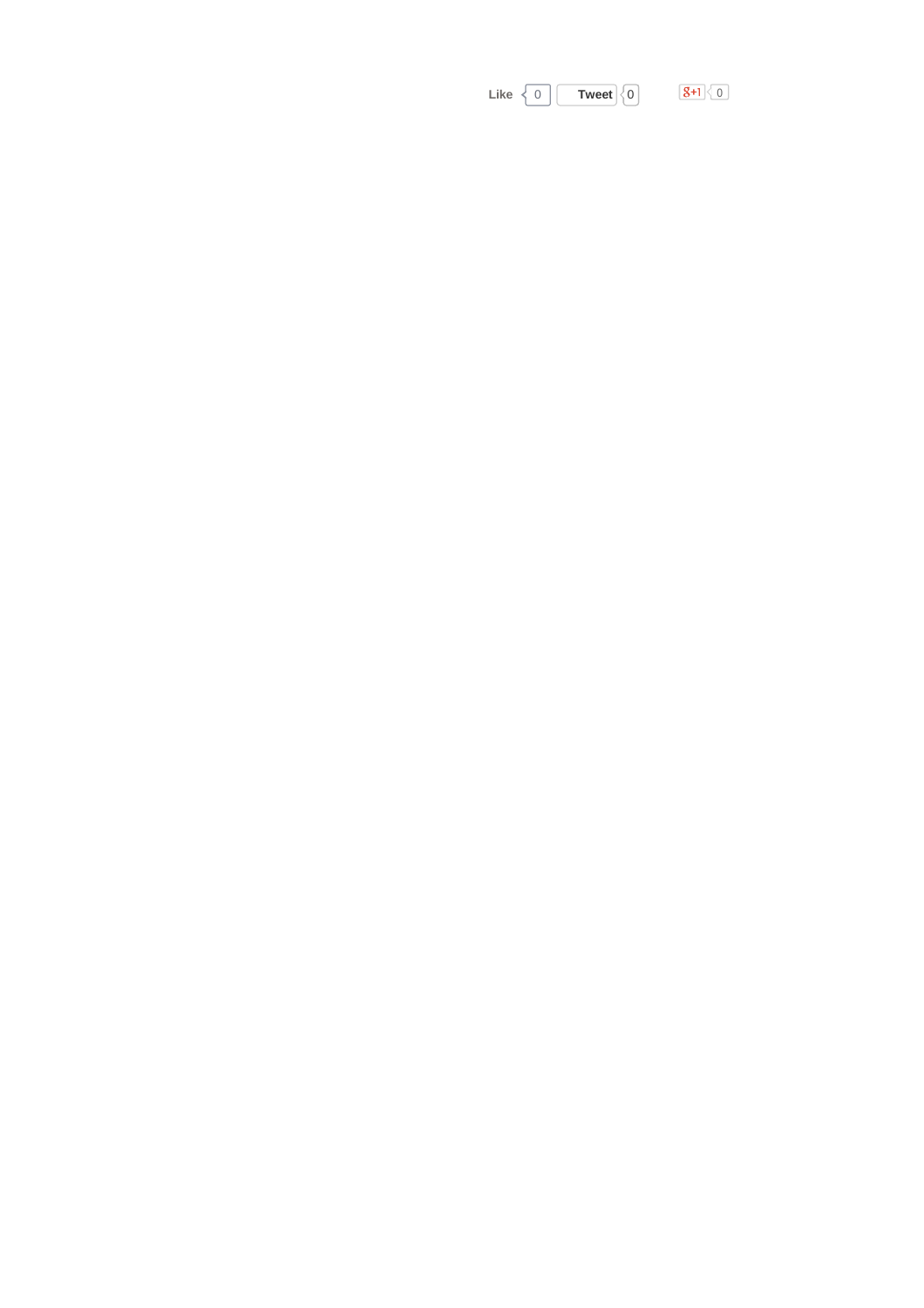Like 0 Tweet 0 g+1 0